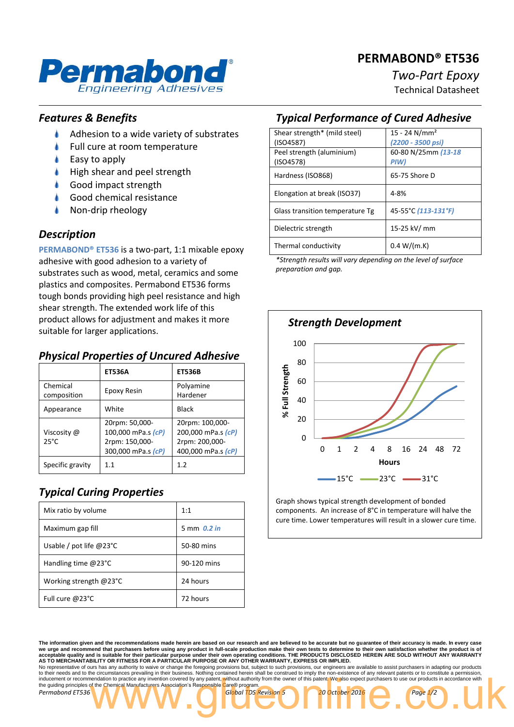# PERMABOND® ET536

*Two-Part Epoxy*

Technical Datasheet

## Features & Benefits

- Adhesion to a wide variety of substrates
- Full cure at room temperature
- Easy to apply
- High shear and peel strength
- Good impact strength
- Good chemical resistance
- Non-drip rheology

## Description

**PERMABOND® ET536** is a two-part, 1:1 mixable epoxy adhesive with good adhesion to a variety of substrates such as wood, metal, ceramics and some plastics and composites. Permabond ET536 forms tough bonds providing high peel resistance and high shear strength. The extended work life of this product allows for adjustment and makes it more suitable for larger applications.

## Physical Properties of Uncured Adhesive

| | ET536A | ET536B |
|---|---|---|
| Chemical composition | Epoxy Resin | Polyamine Hardener |
| Appearance | White | Black |
| Viscosity @ 25°C | 20rpm: 50,000-100,000 mPa.s *(cP)* 2rpm: 150,000-300,000 mPa.s *(cP)* | 20rpm: 100,000-200,000 mPa.s *(cP)* 2rpm: 200,000-400,000 mPa.s *(cP)* |
| Specific gravity | 1.1 | 1.2 |

## Typical Curing Properties

| | |
|---|---|
| Mix ratio by volume | 1:1 |
| Maximum gap fill | 5 mm *0.2 in* |
| Usable / pot life @23°C | 50-80 mins |
| Handling time @23°C | 90-120 mins |
| Working strength @23°C | 24 hours |
| Full cure @23°C | 72 hours |

## Typical Performance of Cured Adhesive

| | |
|---|---|
| Shear strength* (mild steel) (ISO4587) | 15 - 24 N/mm² *(2200 - 3500 psi)* |
| Peel strength (aluminium) (ISO4578) | 60-80 N/25mm *(13-18 PIW)* |
| Hardness (ISO868) | 65-75 Shore D |
| Elongation at break (ISO37) | 4-8% |
| Glass transition temperature Tg | 45-55°C *(113-131°F)* |
| Dielectric strength | 15-25 kV/ mm |
| Thermal conductivity | 0.4 W/(m.K) |

*\*Strength results will vary depending on the level of surface preparation and gap.*

## Strength Development

Graph shows typical strength development of bonded components. An increase of 8°C in temperature will halve the cure time. Lower temperatures will result in a slower cure time.

The information given and the recommendations made herein are based on our research and are believed to be accurate but no guarantee of their accuracy is made. In every case we urge and recommend that purchasers before using any product in full-scale production make their own tests to determine to their own satisfaction whether the product is of acceptable quality and is suitable for their particular purpose under their own operating conditions. THE PRODUCTS DISCLOSED HEREIN ARE SOLD WITHOUT ANY WARRANTY AS TO MERCHANTABILITY OR FITNESS FOR A PARTICULAR PURPOSE OR ANY OTHER WARRANTY, EXPRESS OR IMPLIED.
No representative of ours has any authority to waive or change the foregoing provisions but, subject to such provisions, our engineers are available to assist purchasers in adapting our products to their needs and to the circumstances prevailing in their business. Nothing contained herein shall be construed to imply the non-existence of any relevant patents or to constitute a permission, inducement or recommendation to practice any invention covered by any patent, without authority from the owner of this patent. We also expect purchasers to use our products in accordance with the guiding principles of the Chemical Manufacturers Association's Responsible Care® program.

*Permabond ET536 — Global TDS Revision 5 — 20 October 2016*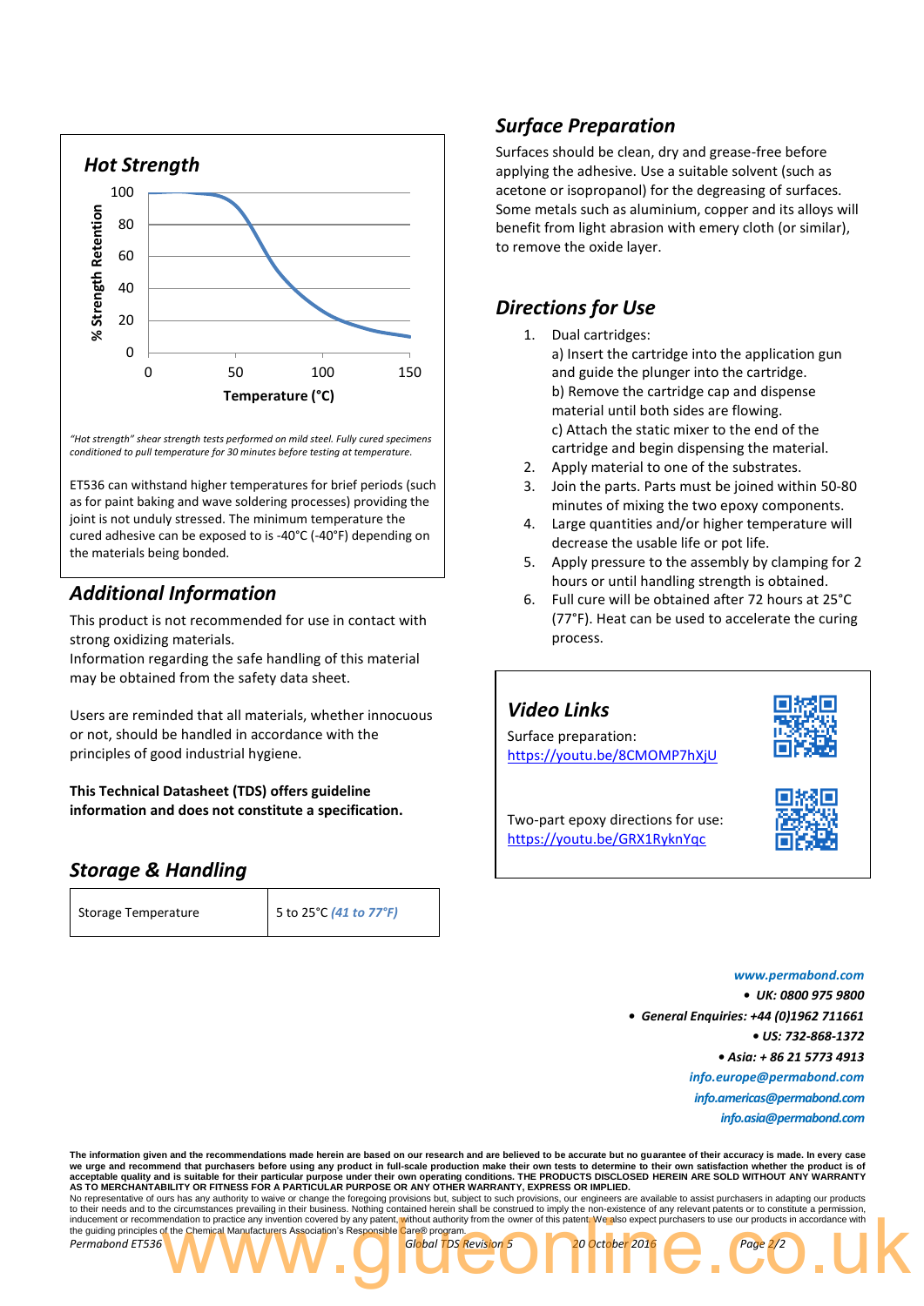## Hot Strength

100
80
60
40
20
0
% Strength Retention
0
50
100
150
Temperature (°C)

*"Hot strength" shear strength tests performed on mild steel. Fully cured specimens conditioned to pull temperature for 30 minutes before testing at temperature.*

ET536 can withstand higher temperatures for brief periods (such as for paint baking and wave soldering processes) providing the joint is not unduly stressed. The minimum temperature the cured adhesive can be exposed to is -40°C (-40°F) depending on the materials being bonded.

## Additional Information

This product is not recommended for use in contact with strong oxidizing materials.
Information regarding the safe handling of this material may be obtained from the safety data sheet.

Users are reminded that all materials, whether innocuous or not, should be handled in accordance with the principles of good industrial hygiene.

**This Technical Datasheet (TDS) offers guideline information and does not constitute a specification.**

## Storage & Handling

| | |
|---|---|
| Storage Temperature | 5 to 25°C *(41 to 77°F)* |

## Surface Preparation

Surfaces should be clean, dry and grease-free before applying the adhesive. Use a suitable solvent (such as acetone or isopropanol) for the degreasing of surfaces. Some metals such as aluminium, copper and its alloys will benefit from light abrasion with emery cloth (or similar), to remove the oxide layer.

## Directions for Use

1. Dual cartridges:
   a) Insert the cartridge into the application gun and guide the plunger into the cartridge.
   b) Remove the cartridge cap and dispense material until both sides are flowing.
   c) Attach the static mixer to the end of the cartridge and begin dispensing the material.
2. Apply material to one of the substrates.
3. Join the parts. Parts must be joined within 50-80 minutes of mixing the two epoxy components.
4. Large quantities and/or higher temperature will decrease the usable life or pot life.
5. Apply pressure to the assembly by clamping for 2 hours or until handling strength is obtained.
6. Full cure will be obtained after 72 hours at 25°C (77°F). Heat can be used to accelerate the curing process.

## Video Links

Surface preparation:
https://youtu.be/8CMOMP7hXjU

Two-part epoxy directions for use:
https://youtu.be/GRX1RyknYqc

***www.permabond.com***
- ***UK: 0800 975 9800***
- ***General Enquiries: +44 (0)1962 711661***
- ***US: 732-868-1372***
- ***Asia: + 86 21 5773 4913***

***info.europe@permabond.com***
***info.americas@permabond.com***
***info.asia@permabond.com***

**The information given and the recommendations made herein are based on our research and are believed to be accurate but no guarantee of their accuracy is made. In every case we urge and recommend that purchasers before using any product in full-scale production make their own tests to determine to their own satisfaction whether the product is of acceptable quality and is suitable for their particular purpose under their own operating conditions. THE PRODUCTS DISCLOSED HEREIN ARE SOLD WITHOUT ANY WARRANTY AS TO MERCHANTABILITY OR FITNESS FOR A PARTICULAR PURPOSE OR ANY OTHER WARRANTY, EXPRESS OR IMPLIED.**
No representative of ours has any authority to waive or change the foregoing provisions but, subject to such provisions, our engineers are available to assist purchasers in adapting our products to their needs and to the circumstances prevailing in their business. Nothing contained herein shall be construed to imply the non-existence of any relevant patents or to constitute a permission, inducement or recommendation to practice any invention covered by any patent, without authority from the owner of this patent. We also expect purchasers to use our products in accordance with the guiding principles of the Chemical Manufacturers Association's Responsible Care® program.

*Permabond ET536* *Global TDS Revision 5* *20 October 2016*

www.glueonline.co.uk